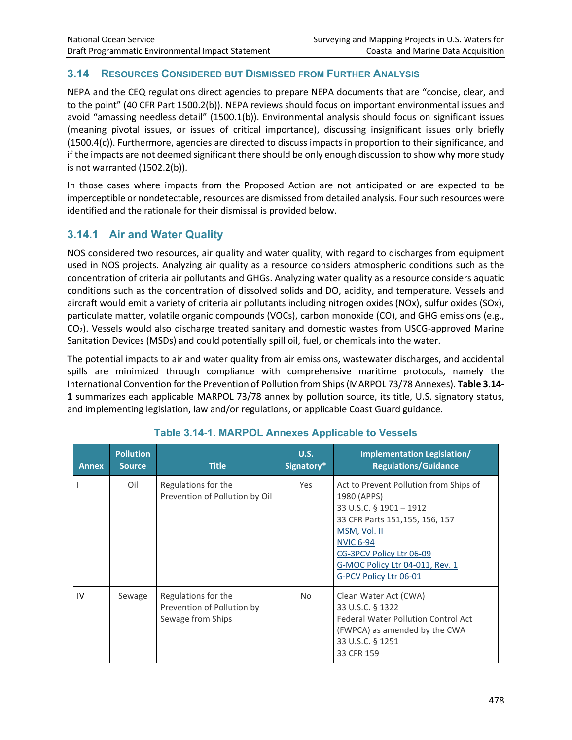## 3.14 Resources Considered but Dismissed from Further Analysis

NEPA and the CEQ regulations direct agencies to prepare NEPA documents that are "concise, clear, and to the point" (40 CFR Part 1500.2(b)). NEPA reviews should focus on important environmental issues and avoid "amassing needless detail" (1500.1(b)). Environmental analysis should focus on significant issues (meaning pivotal issues, or issues of critical importance), discussing insignificant issues only briefly (1500.4(c)). Furthermore, agencies are directed to discuss impacts in proportion to their significance, and if the impacts are not deemed significant there should be only enough discussion to show why more study is not warranted (1502.2(b)).

In those cases where impacts from the Proposed Action are not anticipated or are expected to be imperceptible or nondetectable, resources are dismissed from detailed analysis. Four such resources were identified and the rationale for their dismissal is provided below.

### 3.14.1 Air and Water Quality

NOS considered two resources, air quality and water quality, with regard to discharges from equipment used in NOS projects. Analyzing air quality as a resource considers atmospheric conditions such as the concentration of criteria air pollutants and GHGs. Analyzing water quality as a resource considers aquatic conditions such as the concentration of dissolved solids and DO, acidity, and temperature. Vessels and aircraft would emit a variety of criteria air pollutants including nitrogen oxides (NOx), sulfur oxides (SOx), particulate matter, volatile organic compounds (VOCs), carbon monoxide (CO), and GHG emissions (e.g., $CO_2$). Vessels would also discharge treated sanitary and domestic wastes from USCG-approved Marine Sanitation Devices (MSDs) and could potentially spill oil, fuel, or chemicals into the water.

The potential impacts to air and water quality from air emissions, wastewater discharges, and accidental spills are minimized through compliance with comprehensive maritime protocols, namely the International Convention for the Prevention of Pollution from Ships (MARPOL 73/78 Annexes). **Table 3.14-1** summarizes each applicable MARPOL 73/78 annex by pollution source, its title, U.S. signatory status, and implementing legislation, law and/or regulations, or applicable Coast Guard guidance.

**Table 3.14-1. MARPOL Annexes Applicable to Vessels**

| Annex | Pollution Source | Title | U.S. Signatory* | Implementation Legislation/ Regulations/Guidance |
|---|---|---|---|---|
| I | Oil | Regulations for the Prevention of Pollution by Oil | Yes | Act to Prevent Pollution from Ships of 1980 (APPS)<br>33 U.S.C. § 1901 – 1912<br>33 CFR Parts 151,155, 156, 157<br>MSM, Vol. II<br>NVIC 6-94<br>CG-3PCV Policy Ltr 06-09<br>G-MOC Policy Ltr 04-011, Rev. 1<br>G-PCV Policy Ltr 06-01 |
| IV | Sewage | Regulations for the Prevention of Pollution by Sewage from Ships | No | Clean Water Act (CWA)<br>33 U.S.C. § 1322<br>Federal Water Pollution Control Act (FWPCA) as amended by the CWA<br>33 U.S.C. § 1251<br>33 CFR 159 |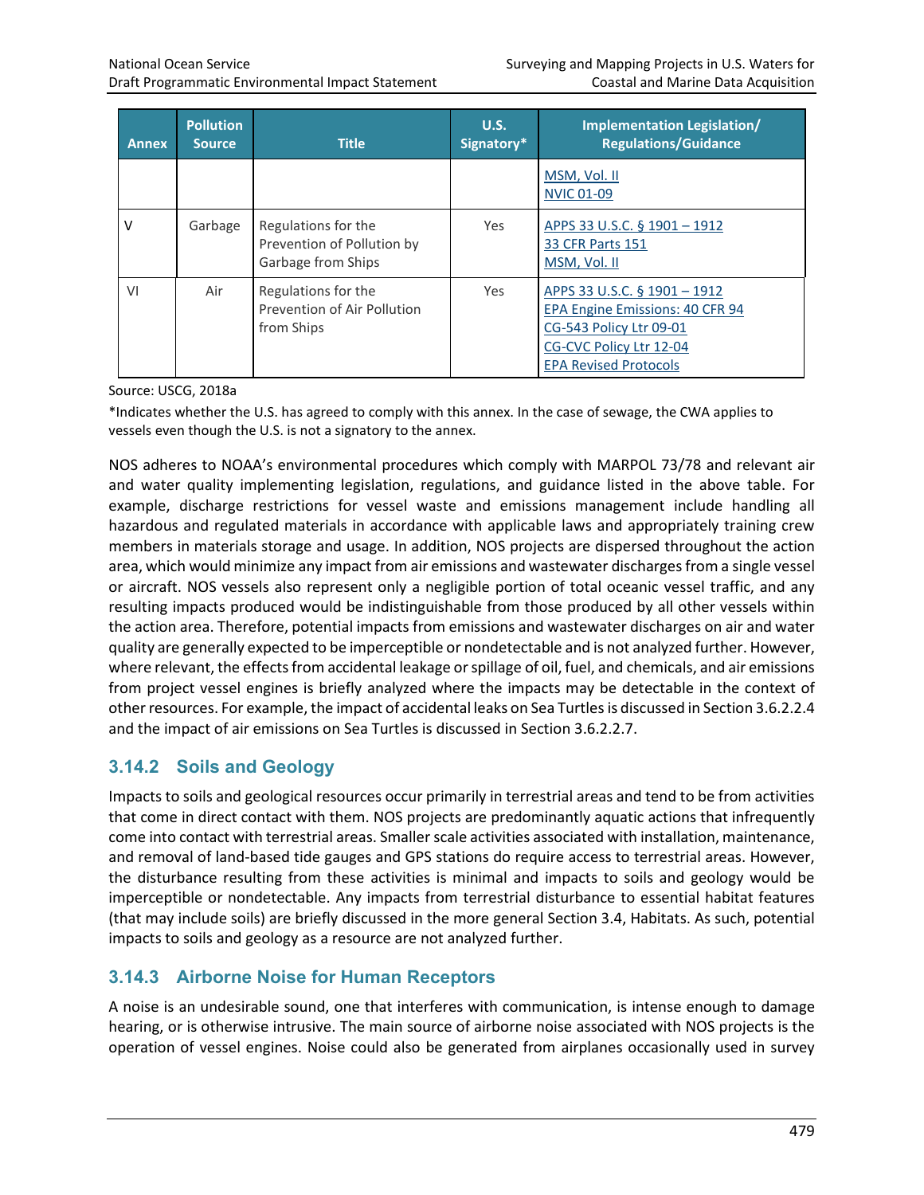| Annex | Pollution Source | Title | U.S. Signatory* | Implementation Legislation/ Regulations/Guidance |
|---|---|---|---|---|
| | | | | MSM, Vol. II<br>NVIC 01-09 |
| V | Garbage | Regulations for the Prevention of Pollution by Garbage from Ships | Yes | APPS 33 U.S.C. § 1901 – 1912<br>33 CFR Parts 151<br>MSM, Vol. II |
| VI | Air | Regulations for the Prevention of Air Pollution from Ships | Yes | APPS 33 U.S.C. § 1901 – 1912<br>EPA Engine Emissions: 40 CFR 94<br>CG-543 Policy Ltr 09-01<br>CG-CVC Policy Ltr 12-04<br>EPA Revised Protocols |

Source: USCG, 2018a

*Indicates whether the U.S. has agreed to comply with this annex. In the case of sewage, the CWA applies to vessels even though the U.S. is not a signatory to the annex.

NOS adheres to NOAA's environmental procedures which comply with MARPOL 73/78 and relevant air and water quality implementing legislation, regulations, and guidance listed in the above table. For example, discharge restrictions for vessel waste and emissions management include handling all hazardous and regulated materials in accordance with applicable laws and appropriately training crew members in materials storage and usage. In addition, NOS projects are dispersed throughout the action area, which would minimize any impact from air emissions and wastewater discharges from a single vessel or aircraft. NOS vessels also represent only a negligible portion of total oceanic vessel traffic, and any resulting impacts produced would be indistinguishable from those produced by all other vessels within the action area. Therefore, potential impacts from emissions and wastewater discharges on air and water quality are generally expected to be imperceptible or nondetectable and is not analyzed further. However, where relevant, the effects from accidental leakage or spillage of oil, fuel, and chemicals, and air emissions from project vessel engines is briefly analyzed where the impacts may be detectable in the context of other resources. For example, the impact of accidental leaks on Sea Turtles is discussed in Section 3.6.2.2.4 and the impact of air emissions on Sea Turtles is discussed in Section 3.6.2.2.7.

### 3.14.2 Soils and Geology

Impacts to soils and geological resources occur primarily in terrestrial areas and tend to be from activities that come in direct contact with them. NOS projects are predominantly aquatic actions that infrequently come into contact with terrestrial areas. Smaller scale activities associated with installation, maintenance, and removal of land-based tide gauges and GPS stations do require access to terrestrial areas. However, the disturbance resulting from these activities is minimal and impacts to soils and geology would be imperceptible or nondetectable. Any impacts from terrestrial disturbance to essential habitat features (that may include soils) are briefly discussed in the more general Section 3.4, Habitats. As such, potential impacts to soils and geology as a resource are not analyzed further.

### 3.14.3 Airborne Noise for Human Receptors

A noise is an undesirable sound, one that interferes with communication, is intense enough to damage hearing, or is otherwise intrusive. The main source of airborne noise associated with NOS projects is the operation of vessel engines. Noise could also be generated from airplanes occasionally used in survey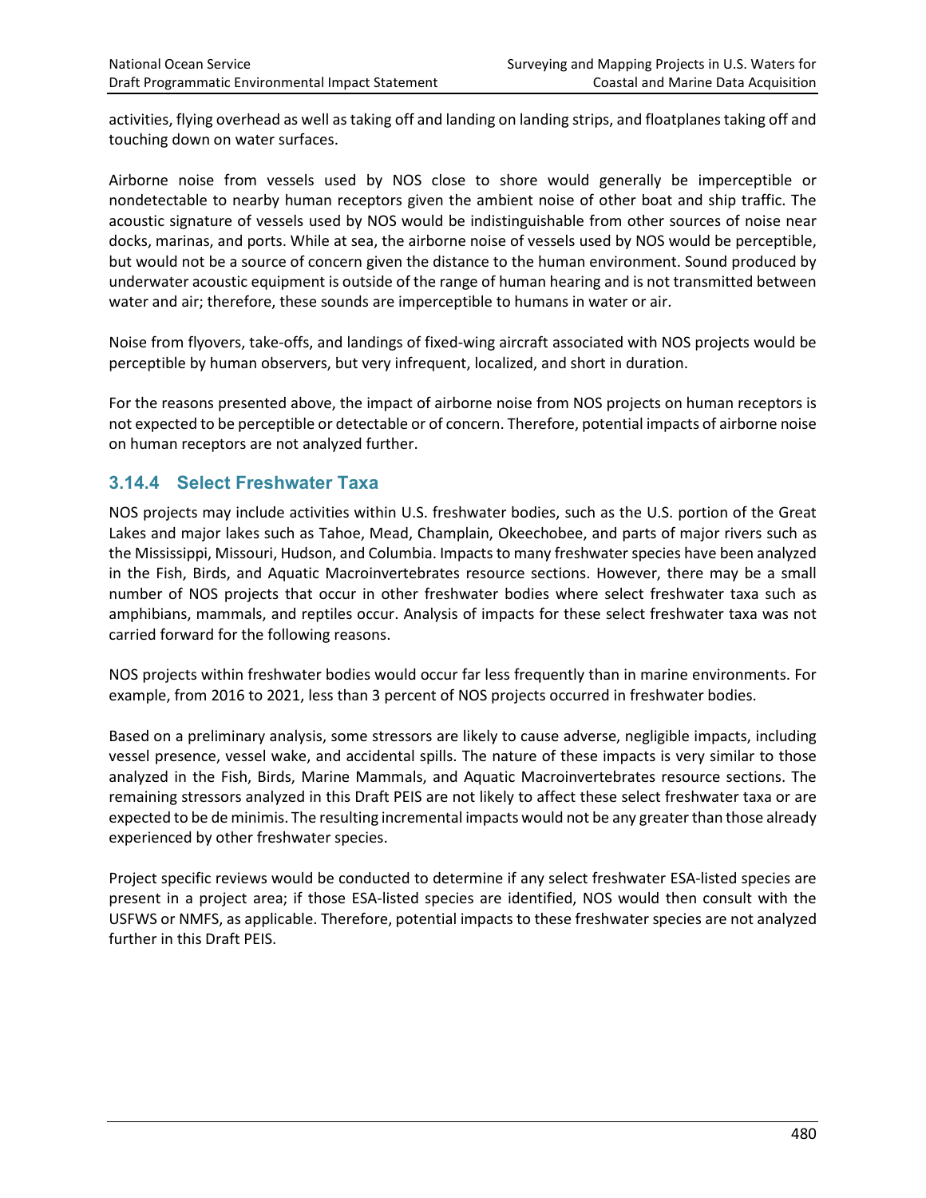activities, flying overhead as well as taking off and landing on landing strips, and floatplanes taking off and touching down on water surfaces.

Airborne noise from vessels used by NOS close to shore would generally be imperceptible or nondetectable to nearby human receptors given the ambient noise of other boat and ship traffic. The acoustic signature of vessels used by NOS would be indistinguishable from other sources of noise near docks, marinas, and ports. While at sea, the airborne noise of vessels used by NOS would be perceptible, but would not be a source of concern given the distance to the human environment. Sound produced by underwater acoustic equipment is outside of the range of human hearing and is not transmitted between water and air; therefore, these sounds are imperceptible to humans in water or air.

Noise from flyovers, take-offs, and landings of fixed-wing aircraft associated with NOS projects would be perceptible by human observers, but very infrequent, localized, and short in duration.

For the reasons presented above, the impact of airborne noise from NOS projects on human receptors is not expected to be perceptible or detectable or of concern. Therefore, potential impacts of airborne noise on human receptors are not analyzed further.

### 3.14.4 Select Freshwater Taxa

NOS projects may include activities within U.S. freshwater bodies, such as the U.S. portion of the Great Lakes and major lakes such as Tahoe, Mead, Champlain, Okeechobee, and parts of major rivers such as the Mississippi, Missouri, Hudson, and Columbia. Impacts to many freshwater species have been analyzed in the Fish, Birds, and Aquatic Macroinvertebrates resource sections. However, there may be a small number of NOS projects that occur in other freshwater bodies where select freshwater taxa such as amphibians, mammals, and reptiles occur. Analysis of impacts for these select freshwater taxa was not carried forward for the following reasons.

NOS projects within freshwater bodies would occur far less frequently than in marine environments. For example, from 2016 to 2021, less than 3 percent of NOS projects occurred in freshwater bodies.

Based on a preliminary analysis, some stressors are likely to cause adverse, negligible impacts, including vessel presence, vessel wake, and accidental spills. The nature of these impacts is very similar to those analyzed in the Fish, Birds, Marine Mammals, and Aquatic Macroinvertebrates resource sections. The remaining stressors analyzed in this Draft PEIS are not likely to affect these select freshwater taxa or are expected to be de minimis. The resulting incremental impacts would not be any greater than those already experienced by other freshwater species.

Project specific reviews would be conducted to determine if any select freshwater ESA-listed species are present in a project area; if those ESA-listed species are identified, NOS would then consult with the USFWS or NMFS, as applicable. Therefore, potential impacts to these freshwater species are not analyzed further in this Draft PEIS.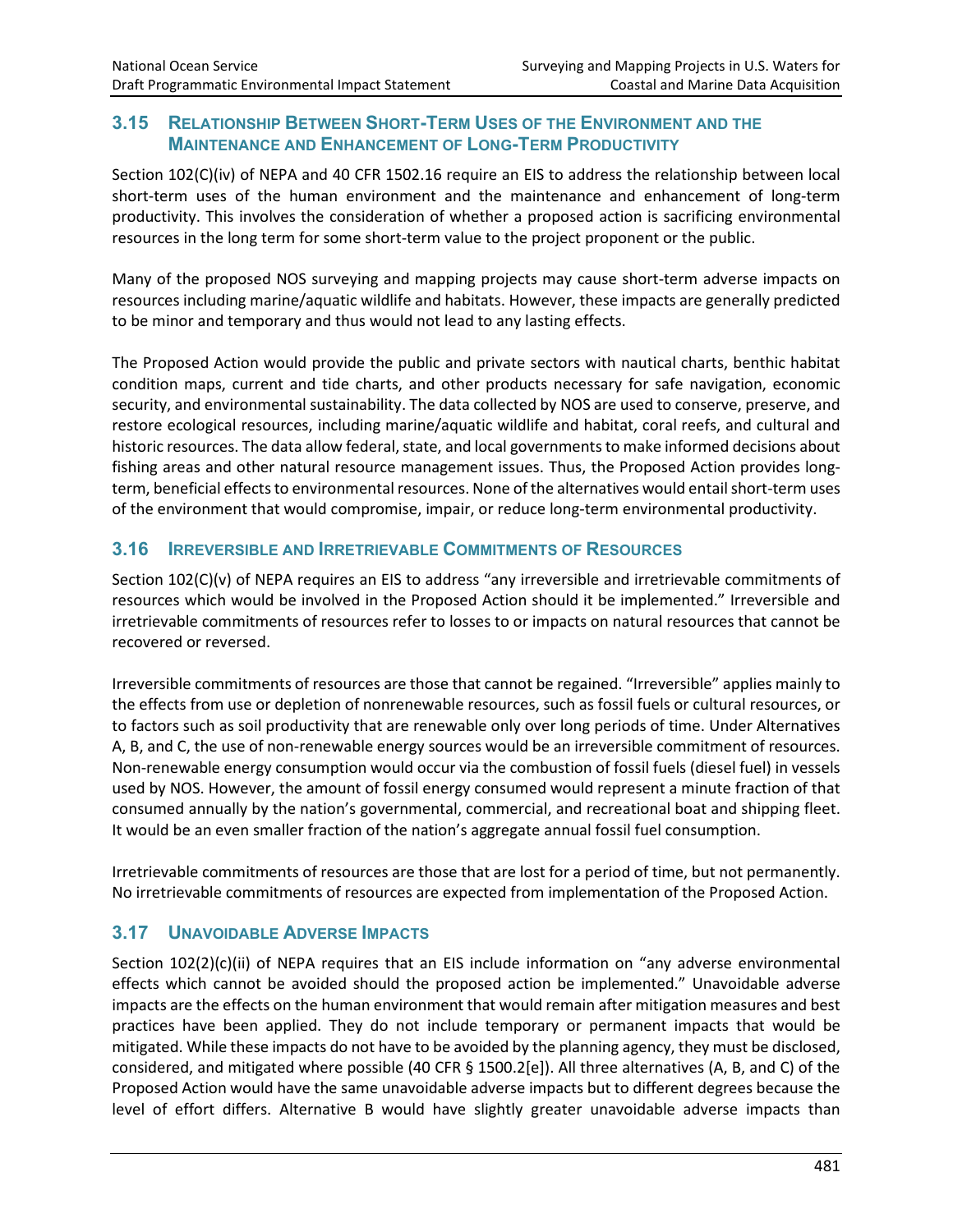## 3.15 Relationship Between Short-Term Uses of the Environment and the Maintenance and Enhancement of Long-Term Productivity

Section 102(C)(iv) of NEPA and 40 CFR 1502.16 require an EIS to address the relationship between local short-term uses of the human environment and the maintenance and enhancement of long-term productivity. This involves the consideration of whether a proposed action is sacrificing environmental resources in the long term for some short-term value to the project proponent or the public.

Many of the proposed NOS surveying and mapping projects may cause short-term adverse impacts on resources including marine/aquatic wildlife and habitats. However, these impacts are generally predicted to be minor and temporary and thus would not lead to any lasting effects.

The Proposed Action would provide the public and private sectors with nautical charts, benthic habitat condition maps, current and tide charts, and other products necessary for safe navigation, economic security, and environmental sustainability. The data collected by NOS are used to conserve, preserve, and restore ecological resources, including marine/aquatic wildlife and habitat, coral reefs, and cultural and historic resources. The data allow federal, state, and local governments to make informed decisions about fishing areas and other natural resource management issues. Thus, the Proposed Action provides long-term, beneficial effects to environmental resources. None of the alternatives would entail short-term uses of the environment that would compromise, impair, or reduce long-term environmental productivity.

## 3.16 Irreversible and Irretrievable Commitments of Resources

Section 102(C)(v) of NEPA requires an EIS to address "any irreversible and irretrievable commitments of resources which would be involved in the Proposed Action should it be implemented." Irreversible and irretrievable commitments of resources refer to losses to or impacts on natural resources that cannot be recovered or reversed.

Irreversible commitments of resources are those that cannot be regained. "Irreversible" applies mainly to the effects from use or depletion of nonrenewable resources, such as fossil fuels or cultural resources, or to factors such as soil productivity that are renewable only over long periods of time. Under Alternatives A, B, and C, the use of non-renewable energy sources would be an irreversible commitment of resources. Non-renewable energy consumption would occur via the combustion of fossil fuels (diesel fuel) in vessels used by NOS. However, the amount of fossil energy consumed would represent a minute fraction of that consumed annually by the nation's governmental, commercial, and recreational boat and shipping fleet. It would be an even smaller fraction of the nation's aggregate annual fossil fuel consumption.

Irretrievable commitments of resources are those that are lost for a period of time, but not permanently. No irretrievable commitments of resources are expected from implementation of the Proposed Action.

## 3.17 Unavoidable Adverse Impacts

Section 102(2)(c)(ii) of NEPA requires that an EIS include information on "any adverse environmental effects which cannot be avoided should the proposed action be implemented." Unavoidable adverse impacts are the effects on the human environment that would remain after mitigation measures and best practices have been applied. They do not include temporary or permanent impacts that would be mitigated. While these impacts do not have to be avoided by the planning agency, they must be disclosed, considered, and mitigated where possible (40 CFR § 1500.2[e]). All three alternatives (A, B, and C) of the Proposed Action would have the same unavoidable adverse impacts but to different degrees because the level of effort differs. Alternative B would have slightly greater unavoidable adverse impacts than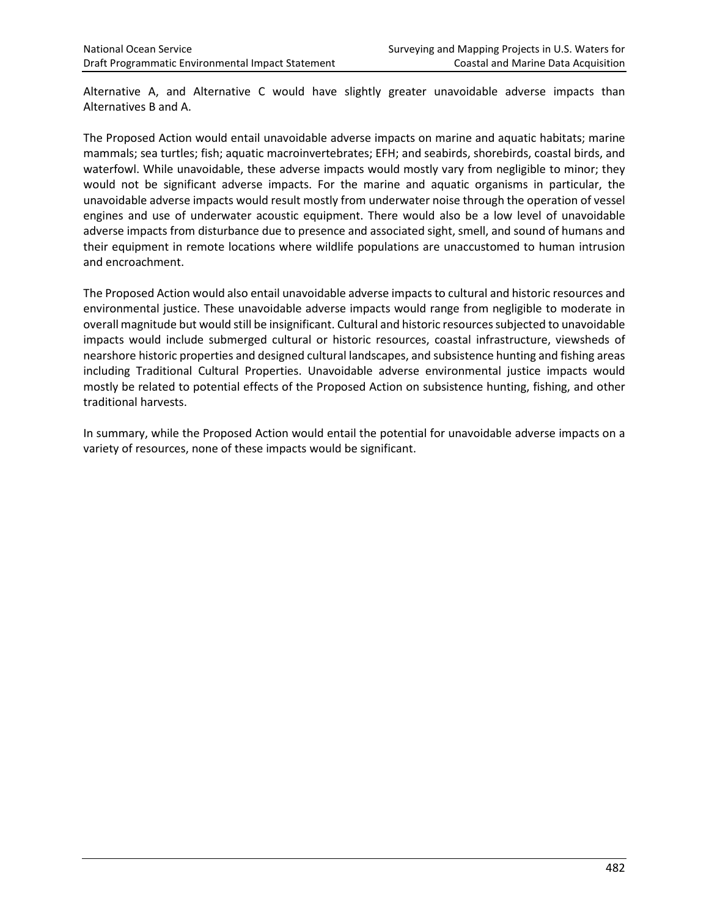Alternative A, and Alternative C would have slightly greater unavoidable adverse impacts than Alternatives B and A.

The Proposed Action would entail unavoidable adverse impacts on marine and aquatic habitats; marine mammals; sea turtles; fish; aquatic macroinvertebrates; EFH; and seabirds, shorebirds, coastal birds, and waterfowl. While unavoidable, these adverse impacts would mostly vary from negligible to minor; they would not be significant adverse impacts. For the marine and aquatic organisms in particular, the unavoidable adverse impacts would result mostly from underwater noise through the operation of vessel engines and use of underwater acoustic equipment. There would also be a low level of unavoidable adverse impacts from disturbance due to presence and associated sight, smell, and sound of humans and their equipment in remote locations where wildlife populations are unaccustomed to human intrusion and encroachment.

The Proposed Action would also entail unavoidable adverse impacts to cultural and historic resources and environmental justice. These unavoidable adverse impacts would range from negligible to moderate in overall magnitude but would still be insignificant. Cultural and historic resources subjected to unavoidable impacts would include submerged cultural or historic resources, coastal infrastructure, viewsheds of nearshore historic properties and designed cultural landscapes, and subsistence hunting and fishing areas including Traditional Cultural Properties. Unavoidable adverse environmental justice impacts would mostly be related to potential effects of the Proposed Action on subsistence hunting, fishing, and other traditional harvests.

In summary, while the Proposed Action would entail the potential for unavoidable adverse impacts on a variety of resources, none of these impacts would be significant.